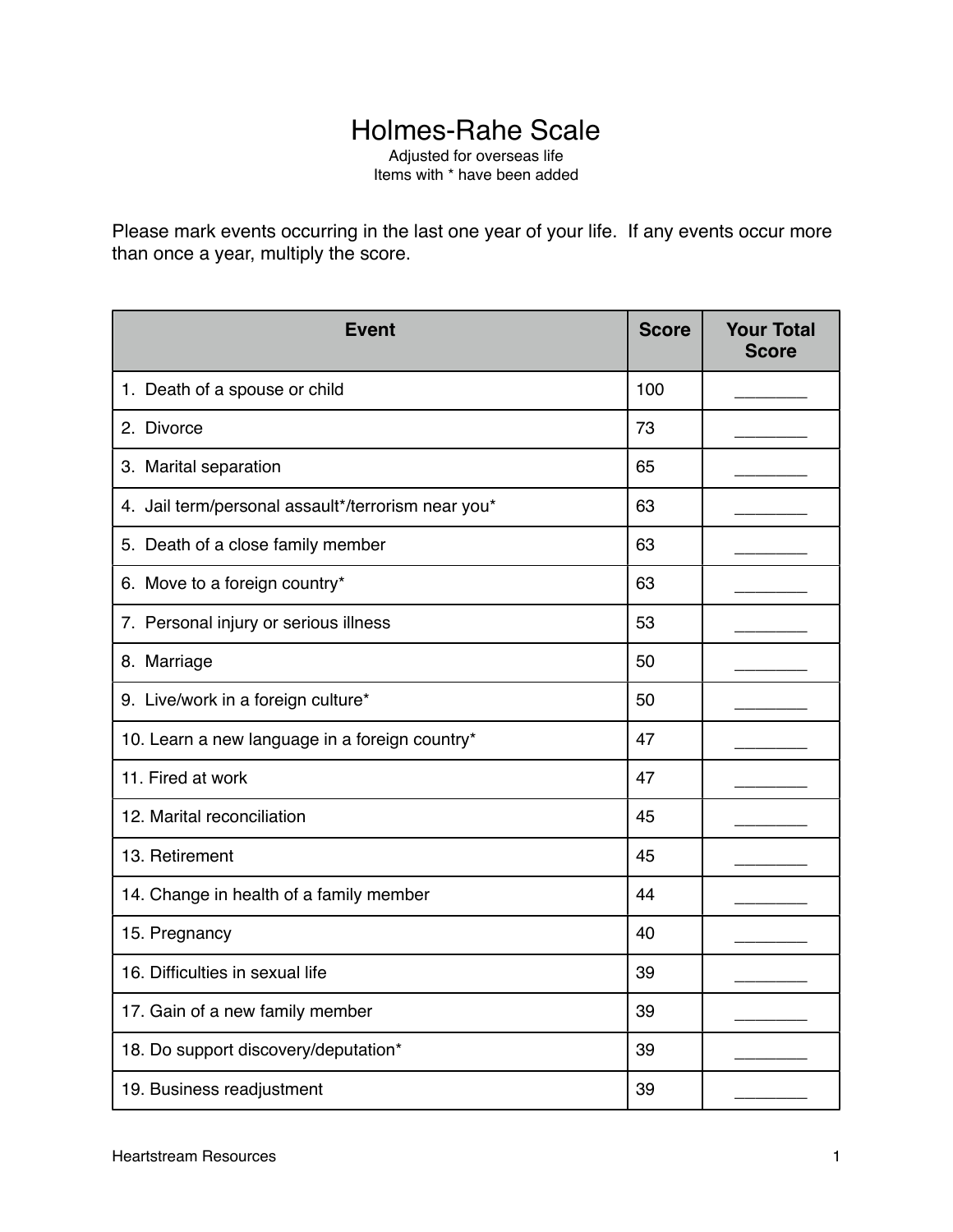# Holmes-Rahe Scale

Adjusted for overseas life
Items with * have been added

Please mark events occurring in the last one year of your life. If any events occur more than once a year, multiply the score.

| Event | Score | Your Total Score |
|---|---|---|
| 1. Death of a spouse or child | 100 | _______ |
| 2. Divorce | 73 | _______ |
| 3. Marital separation | 65 | _______ |
| 4. Jail term/personal assault*/terrorism near you* | 63 | _______ |
| 5. Death of a close family member | 63 | _______ |
| 6. Move to a foreign country* | 63 | _______ |
| 7. Personal injury or serious illness | 53 | _______ |
| 8. Marriage | 50 | _______ |
| 9. Live/work in a foreign culture* | 50 | _______ |
| 10. Learn a new language in a foreign country* | 47 | _______ |
| 11. Fired at work | 47 | _______ |
| 12. Marital reconciliation | 45 | _______ |
| 13. Retirement | 45 | _______ |
| 14. Change in health of a family member | 44 | _______ |
| 15. Pregnancy | 40 | _______ |
| 16. Difficulties in sexual life | 39 | _______ |
| 17. Gain of a new family member | 39 | _______ |
| 18. Do support discovery/deputation* | 39 | _______ |
| 19. Business readjustment | 39 | _______ |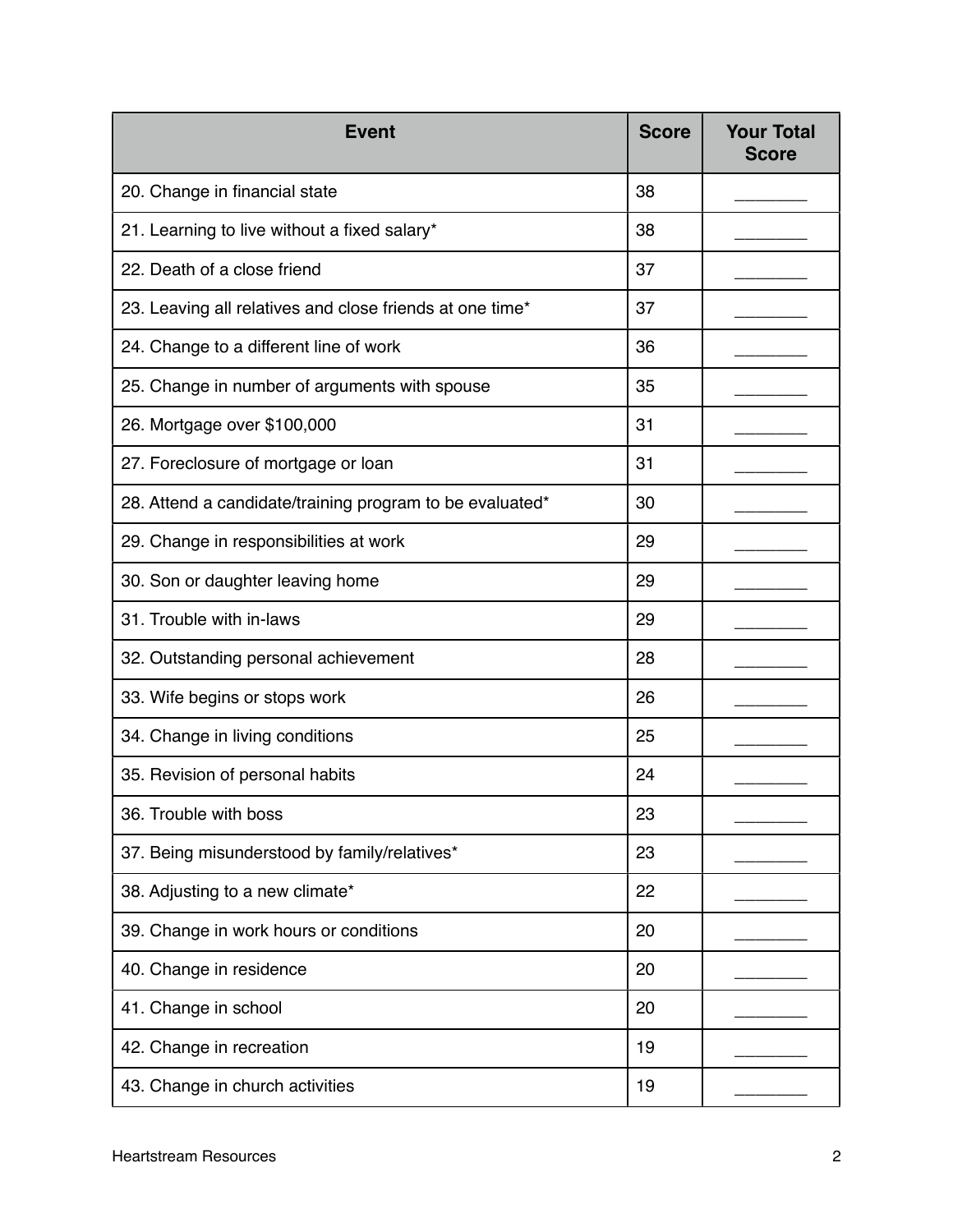| Event | Score | Your Total Score |
| --- | --- | --- |
| 20. Change in financial state | 38 | ________ |
| 21. Learning to live without a fixed salary* | 38 | ________ |
| 22. Death of a close friend | 37 | ________ |
| 23. Leaving all relatives and close friends at one time* | 37 | ________ |
| 24. Change to a different line of work | 36 | ________ |
| 25. Change in number of arguments with spouse | 35 | ________ |
| 26. Mortgage over $100,000 | 31 | ________ |
| 27. Foreclosure of mortgage or loan | 31 | ________ |
| 28. Attend a candidate/training program to be evaluated* | 30 | ________ |
| 29. Change in responsibilities at work | 29 | ________ |
| 30. Son or daughter leaving home | 29 | ________ |
| 31. Trouble with in-laws | 29 | ________ |
| 32. Outstanding personal achievement | 28 | ________ |
| 33. Wife begins or stops work | 26 | ________ |
| 34. Change in living conditions | 25 | ________ |
| 35. Revision of personal habits | 24 | ________ |
| 36. Trouble with boss | 23 | ________ |
| 37. Being misunderstood by family/relatives* | 23 | ________ |
| 38. Adjusting to a new climate* | 22 | ________ |
| 39. Change in work hours or conditions | 20 | ________ |
| 40. Change in residence | 20 | ________ |
| 41. Change in school | 20 | ________ |
| 42. Change in recreation | 19 | ________ |
| 43. Change in church activities | 19 | ________ |

Heartstream Resources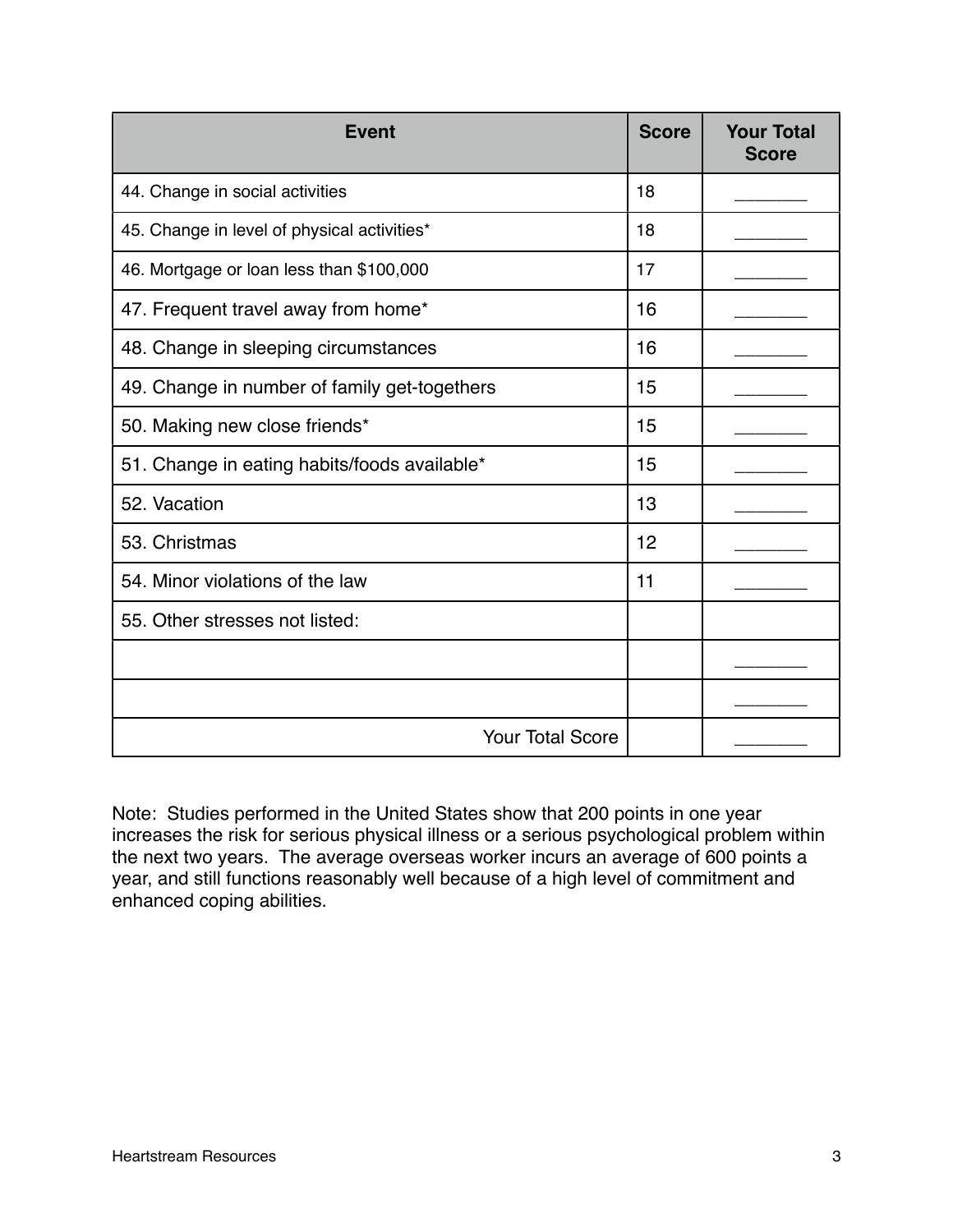| Event | Score | Your Total Score |
|---|---|---|
| 44. Change in social activities | 18 | _______ |
| 45. Change in level of physical activities* | 18 | _______ |
| 46. Mortgage or loan less than $100,000 | 17 | _______ |
| 47. Frequent travel away from home* | 16 | _______ |
| 48. Change in sleeping circumstances | 16 | _______ |
| 49. Change in number of family get-togethers | 15 | _______ |
| 50. Making new close friends* | 15 | _______ |
| 51. Change in eating habits/foods available* | 15 | _______ |
| 52. Vacation | 13 | _______ |
| 53. Christmas | 12 | _______ |
| 54. Minor violations of the law | 11 | _______ |
| 55. Other stresses not listed: | | |
| | | _______ |
| | | _______ |
| Your Total Score | | _______ |

Note: Studies performed in the United States show that 200 points in one year increases the risk for serious physical illness or a serious psychological problem within the next two years. The average overseas worker incurs an average of 600 points a year, and still functions reasonably well because of a high level of commitment and enhanced coping abilities.

Heartstream Resources